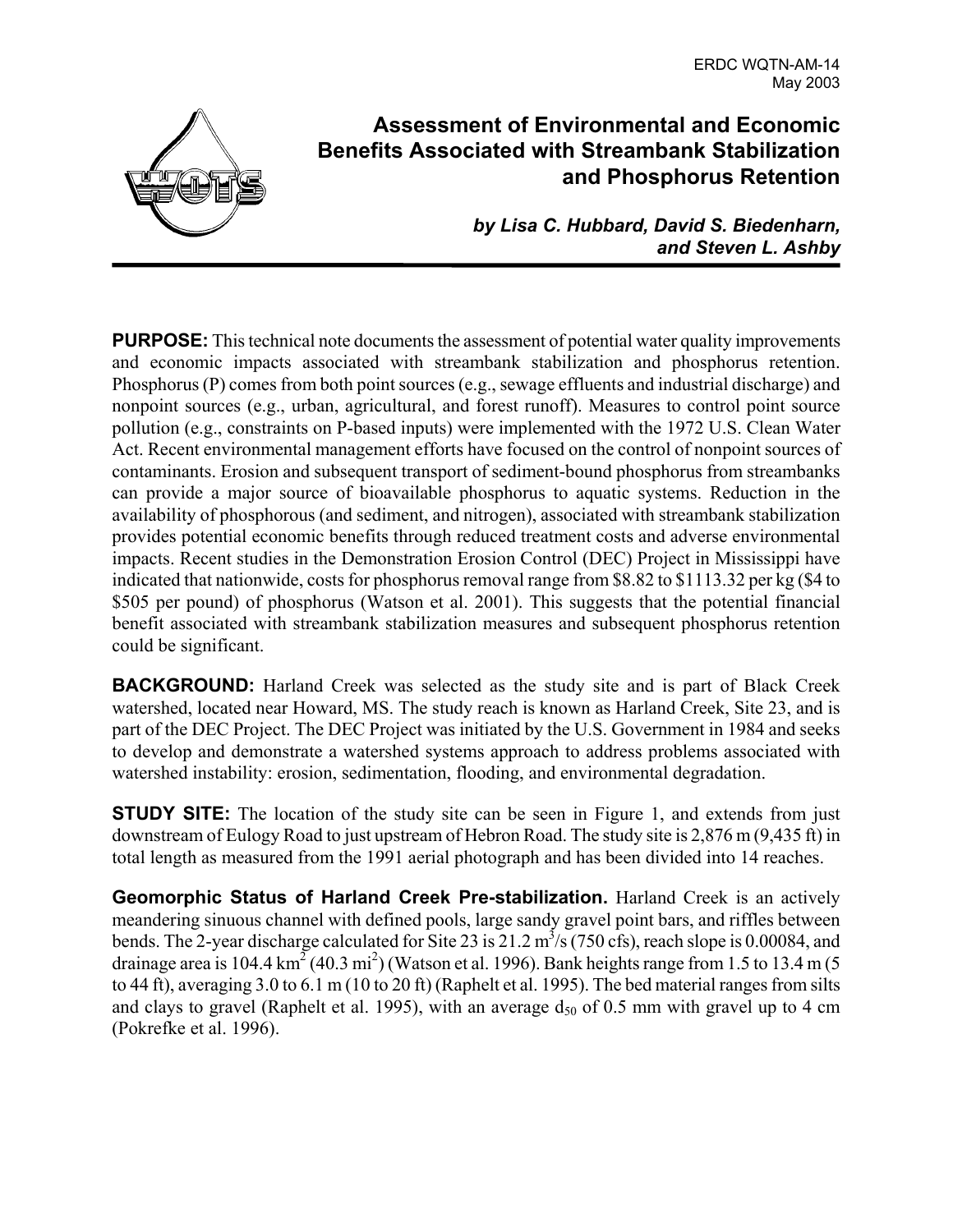ERDC WQTN-AM-14
May 2003

# Assessment of Environmental and Economic Benefits Associated with Streambank Stabilization and Phosphorus Retention

***by Lisa C. Hubbard, David S. Biedenharn, and Steven L. Ashby***

**PURPOSE:** This technical note documents the assessment of potential water quality improvements and economic impacts associated with streambank stabilization and phosphorus retention. Phosphorus (P) comes from both point sources (e.g., sewage effluents and industrial discharge) and nonpoint sources (e.g., urban, agricultural, and forest runoff). Measures to control point source pollution (e.g., constraints on P-based inputs) were implemented with the 1972 U.S. Clean Water Act. Recent environmental management efforts have focused on the control of nonpoint sources of contaminants. Erosion and subsequent transport of sediment-bound phosphorus from streambanks can provide a major source of bioavailable phosphorus to aquatic systems. Reduction in the availability of phosphorous (and sediment, and nitrogen), associated with streambank stabilization provides potential economic benefits through reduced treatment costs and adverse environmental impacts. Recent studies in the Demonstration Erosion Control (DEC) Project in Mississippi have indicated that nationwide, costs for phosphorus removal range from \$8.82 to \$1113.32 per kg (\$4 to \$505 per pound) of phosphorus (Watson et al. 2001). This suggests that the potential financial benefit associated with streambank stabilization measures and subsequent phosphorus retention could be significant.

**BACKGROUND:** Harland Creek was selected as the study site and is part of Black Creek watershed, located near Howard, MS. The study reach is known as Harland Creek, Site 23, and is part of the DEC Project. The DEC Project was initiated by the U.S. Government in 1984 and seeks to develop and demonstrate a watershed systems approach to address problems associated with watershed instability: erosion, sedimentation, flooding, and environmental degradation.

**STUDY SITE:** The location of the study site can be seen in Figure 1, and extends from just downstream of Eulogy Road to just upstream of Hebron Road. The study site is 2,876 m (9,435 ft) in total length as measured from the 1991 aerial photograph and has been divided into 14 reaches.

**Geomorphic Status of Harland Creek Pre-stabilization.** Harland Creek is an actively meandering sinuous channel with defined pools, large sandy gravel point bars, and riffles between bends. The 2-year discharge calculated for Site 23 is 21.2 $m^3/s$ (750 cfs), reach slope is 0.00084, and drainage area is 104.4 $km^2$ (40.3 $mi^2$) (Watson et al. 1996). Bank heights range from 1.5 to 13.4 m (5 to 44 ft), averaging 3.0 to 6.1 m (10 to 20 ft) (Raphelt et al. 1995). The bed material ranges from silts and clays to gravel (Raphelt et al. 1995), with an average $d_{50}$ of 0.5 mm with gravel up to 4 cm (Pokrefke et al. 1996).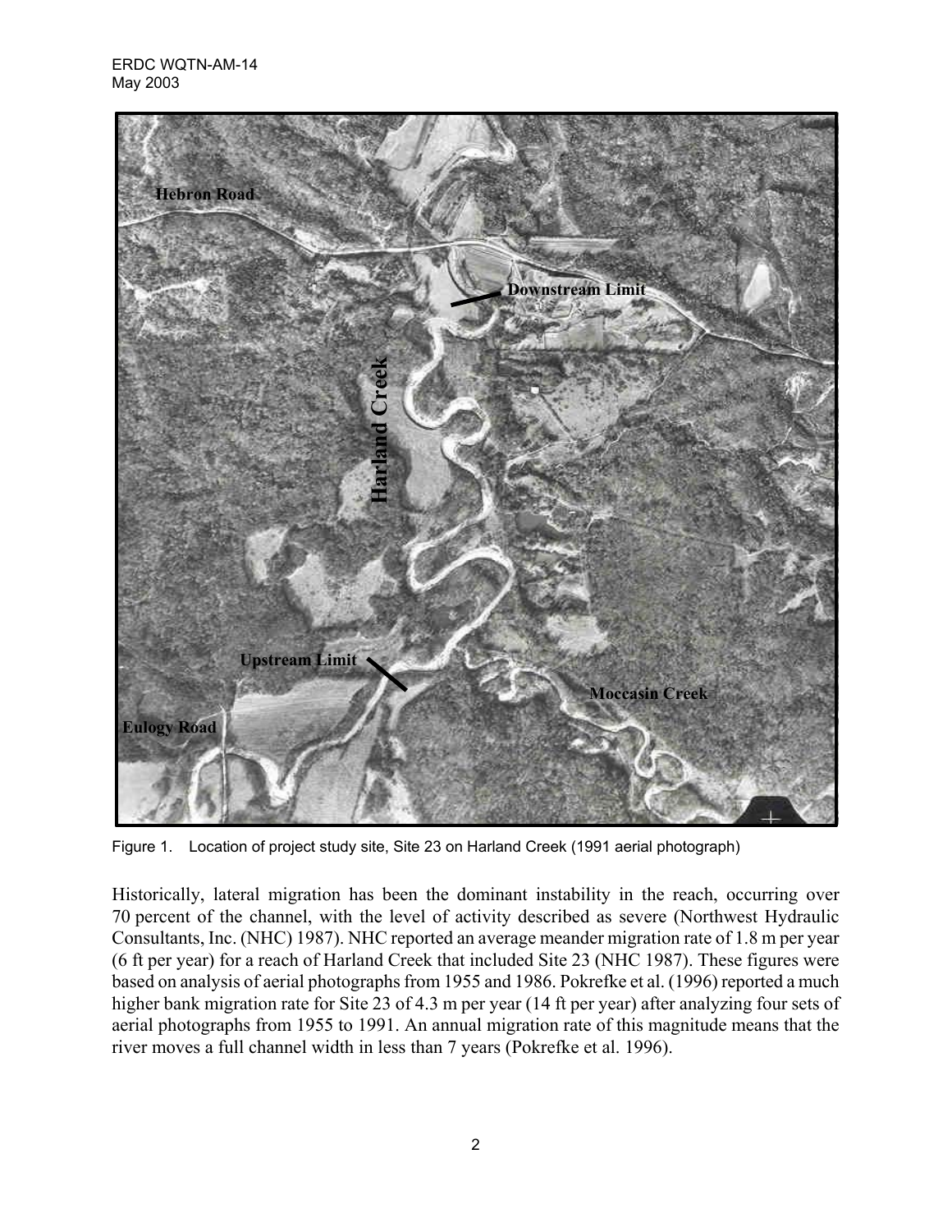Figure 1. Location of project study site, Site 23 on Harland Creek (1991 aerial photograph)

Historically, lateral migration has been the dominant instability in the reach, occurring over 70 percent of the channel, with the level of activity described as severe (Northwest Hydraulic Consultants, Inc. (NHC) 1987). NHC reported an average meander migration rate of 1.8 m per year (6 ft per year) for a reach of Harland Creek that included Site 23 (NHC 1987). These figures were based on analysis of aerial photographs from 1955 and 1986. Pokrefke et al. (1996) reported a much higher bank migration rate for Site 23 of 4.3 m per year (14 ft per year) after analyzing four sets of aerial photographs from 1955 to 1991. An annual migration rate of this magnitude means that the river moves a full channel width in less than 7 years (Pokrefke et al. 1996).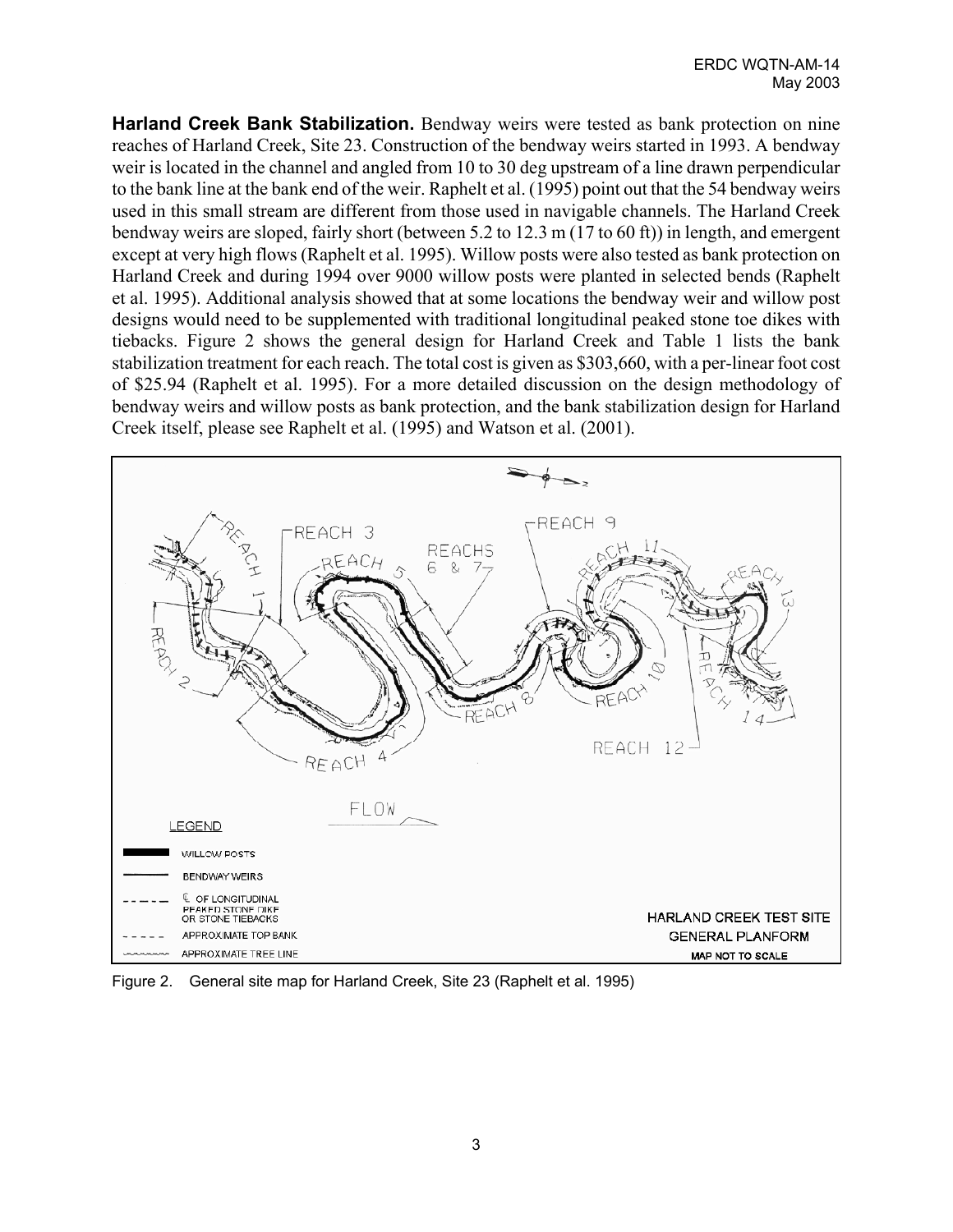**Harland Creek Bank Stabilization.** Bendway weirs were tested as bank protection on nine reaches of Harland Creek, Site 23. Construction of the bendway weirs started in 1993. A bendway weir is located in the channel and angled from 10 to 30 deg upstream of a line drawn perpendicular to the bank line at the bank end of the weir. Raphelt et al. (1995) point out that the 54 bendway weirs used in this small stream are different from those used in navigable channels. The Harland Creek bendway weirs are sloped, fairly short (between 5.2 to 12.3 m (17 to 60 ft)) in length, and emergent except at very high flows (Raphelt et al. 1995). Willow posts were also tested as bank protection on Harland Creek and during 1994 over 9000 willow posts were planted in selected bends (Raphelt et al. 1995). Additional analysis showed that at some locations the bendway weir and willow post designs would need to be supplemented with traditional longitudinal peaked stone toe dikes with tiebacks. Figure 2 shows the general design for Harland Creek and Table 1 lists the bank stabilization treatment for each reach. The total cost is given as $303,660, with a per-linear foot cost of $25.94 (Raphelt et al. 1995). For a more detailed discussion on the design methodology of bendway weirs and willow posts as bank protection, and the bank stabilization design for Harland Creek itself, please see Raphelt et al. (1995) and Watson et al. (2001).

Figure 2. General site map for Harland Creek, Site 23 (Raphelt et al. 1995)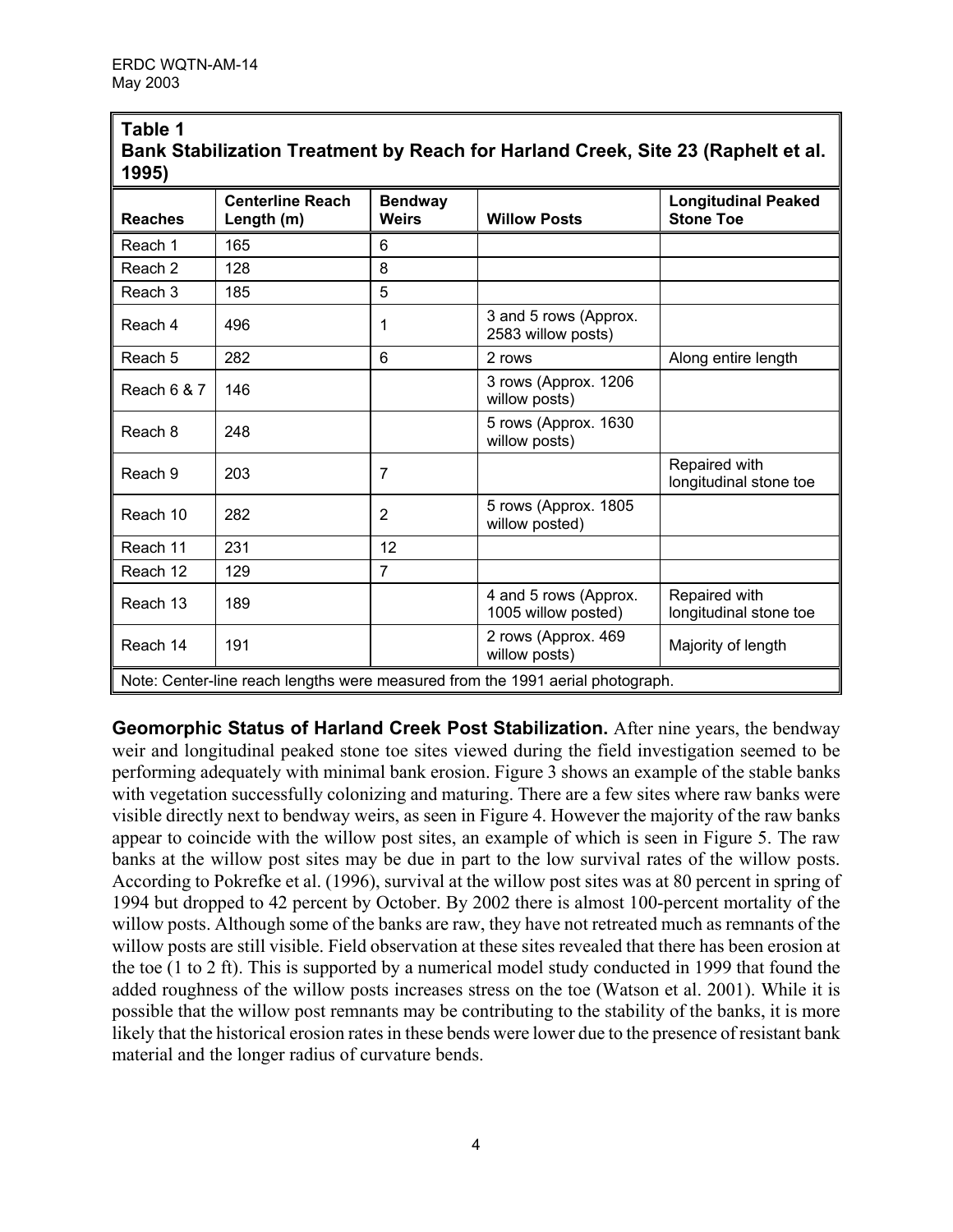**Table 1**
**Bank Stabilization Treatment by Reach for Harland Creek, Site 23 (Raphelt et al. 1995)**

| Reaches | Centerline Reach Length (m) | Bendway Weirs | Willow Posts | Longitudinal Peaked Stone Toe |
|---|---|---|---|---|
| Reach 1 | 165 | 6 | | |
| Reach 2 | 128 | 8 | | |
| Reach 3 | 185 | 5 | | |
| Reach 4 | 496 | 1 | 3 and 5 rows (Approx. 2583 willow posts) | |
| Reach 5 | 282 | 6 | 2 rows | Along entire length |
| Reach 6 & 7 | 146 | | 3 rows (Approx. 1206 willow posts) | |
| Reach 8 | 248 | | 5 rows (Approx. 1630 willow posts) | |
| Reach 9 | 203 | 7 | | Repaired with longitudinal stone toe |
| Reach 10 | 282 | 2 | 5 rows (Approx. 1805 willow posted) | |
| Reach 11 | 231 | 12 | | |
| Reach 12 | 129 | 7 | | |
| Reach 13 | 189 | | 4 and 5 rows (Approx. 1005 willow posted) | Repaired with longitudinal stone toe |
| Reach 14 | 191 | | 2 rows (Approx. 469 willow posts) | Majority of length |

Note: Center-line reach lengths were measured from the 1991 aerial photograph.

**Geomorphic Status of Harland Creek Post Stabilization.** After nine years, the bendway weir and longitudinal peaked stone toe sites viewed during the field investigation seemed to be performing adequately with minimal bank erosion. Figure 3 shows an example of the stable banks with vegetation successfully colonizing and maturing. There are a few sites where raw banks were visible directly next to bendway weirs, as seen in Figure 4. However the majority of the raw banks appear to coincide with the willow post sites, an example of which is seen in Figure 5. The raw banks at the willow post sites may be due in part to the low survival rates of the willow posts. According to Pokrefke et al. (1996), survival at the willow post sites was at 80 percent in spring of 1994 but dropped to 42 percent by October. By 2002 there is almost 100-percent mortality of the willow posts. Although some of the banks are raw, they have not retreated much as remnants of the willow posts are still visible. Field observation at these sites revealed that there has been erosion at the toe (1 to 2 ft). This is supported by a numerical model study conducted in 1999 that found the added roughness of the willow posts increases stress on the toe (Watson et al. 2001). While it is possible that the willow post remnants may be contributing to the stability of the banks, it is more likely that the historical erosion rates in these bends were lower due to the presence of resistant bank material and the longer radius of curvature bends.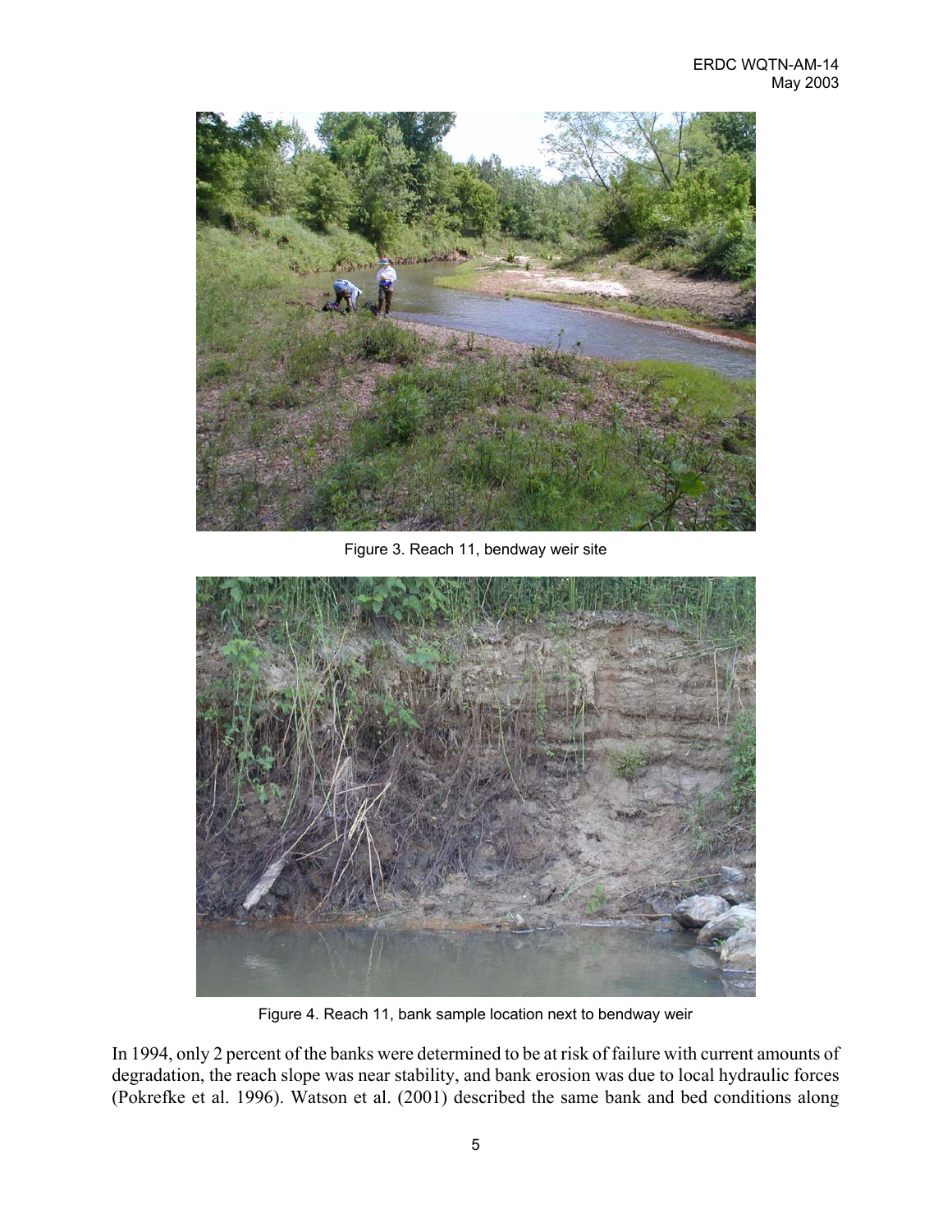Figure 3. Reach 11, bendway weir site

Figure 4. Reach 11, bank sample location next to bendway weir

In 1994, only 2 percent of the banks were determined to be at risk of failure with current amounts of degradation, the reach slope was near stability, and bank erosion was due to local hydraulic forces (Pokrefke et al. 1996). Watson et al. (2001) described the same bank and bed conditions along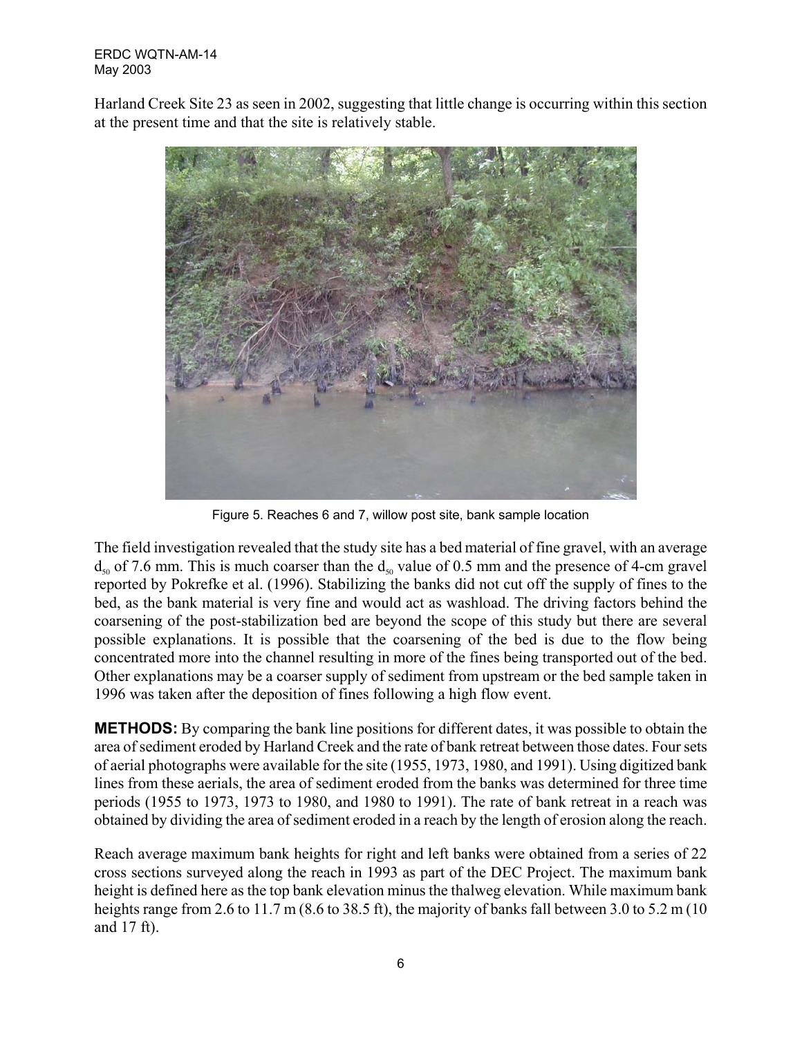Harland Creek Site 23 as seen in 2002, suggesting that little change is occurring within this section at the present time and that the site is relatively stable.

Figure 5. Reaches 6 and 7, willow post site, bank sample location

The field investigation revealed that the study site has a bed material of fine gravel, with an average $d_{50}$ of 7.6 mm. This is much coarser than the $d_{50}$ value of 0.5 mm and the presence of 4-cm gravel reported by Pokrefke et al. (1996). Stabilizing the banks did not cut off the supply of fines to the bed, as the bank material is very fine and would act as washload. The driving factors behind the coarsening of the post-stabilization bed are beyond the scope of this study but there are several possible explanations. It is possible that the coarsening of the bed is due to the flow being concentrated more into the channel resulting in more of the fines being transported out of the bed. Other explanations may be a coarser supply of sediment from upstream or the bed sample taken in 1996 was taken after the deposition of fines following a high flow event.

**METHODS:** By comparing the bank line positions for different dates, it was possible to obtain the area of sediment eroded by Harland Creek and the rate of bank retreat between those dates. Four sets of aerial photographs were available for the site (1955, 1973, 1980, and 1991). Using digitized bank lines from these aerials, the area of sediment eroded from the banks was determined for three time periods (1955 to 1973, 1973 to 1980, and 1980 to 1991). The rate of bank retreat in a reach was obtained by dividing the area of sediment eroded in a reach by the length of erosion along the reach.

Reach average maximum bank heights for right and left banks were obtained from a series of 22 cross sections surveyed along the reach in 1993 as part of the DEC Project. The maximum bank height is defined here as the top bank elevation minus the thalweg elevation. While maximum bank heights range from 2.6 to 11.7 m (8.6 to 38.5 ft), the majority of banks fall between 3.0 to 5.2 m (10 and 17 ft).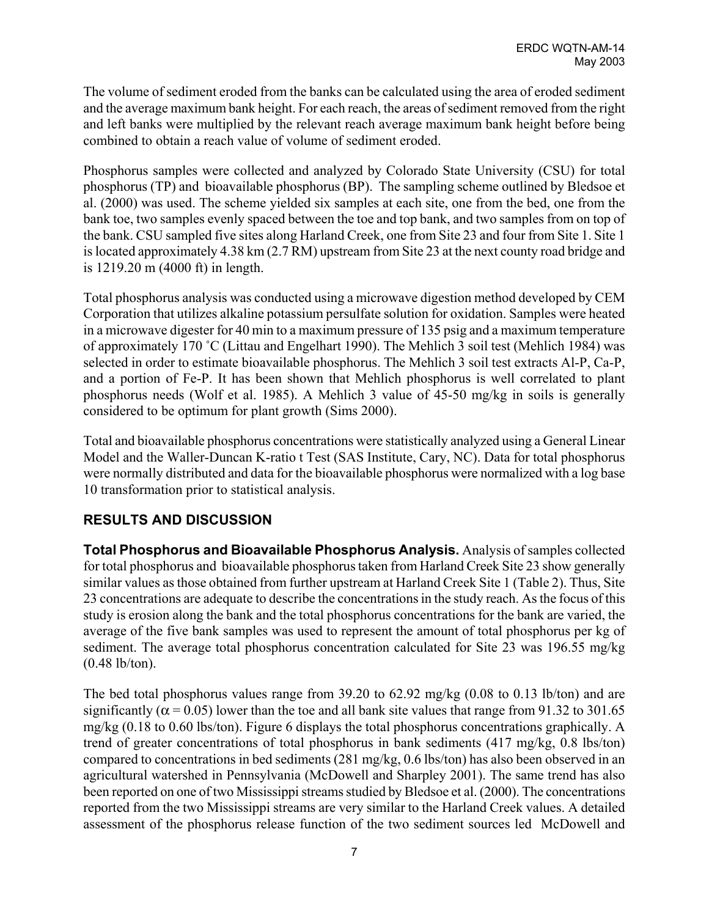The volume of sediment eroded from the banks can be calculated using the area of eroded sediment and the average maximum bank height. For each reach, the areas of sediment removed from the right and left banks were multiplied by the relevant reach average maximum bank height before being combined to obtain a reach value of volume of sediment eroded.

Phosphorus samples were collected and analyzed by Colorado State University (CSU) for total phosphorus (TP) and bioavailable phosphorus (BP). The sampling scheme outlined by Bledsoe et al. (2000) was used. The scheme yielded six samples at each site, one from the bed, one from the bank toe, two samples evenly spaced between the toe and top bank, and two samples from on top of the bank. CSU sampled five sites along Harland Creek, one from Site 23 and four from Site 1. Site 1 is located approximately 4.38 km (2.7 RM) upstream from Site 23 at the next county road bridge and is 1219.20 m (4000 ft) in length.

Total phosphorus analysis was conducted using a microwave digestion method developed by CEM Corporation that utilizes alkaline potassium persulfate solution for oxidation. Samples were heated in a microwave digester for 40 min to a maximum pressure of 135 psig and a maximum temperature of approximately 170 ˚C (Littau and Engelhart 1990). The Mehlich 3 soil test (Mehlich 1984) was selected in order to estimate bioavailable phosphorus. The Mehlich 3 soil test extracts Al-P, Ca-P, and a portion of Fe-P. It has been shown that Mehlich phosphorus is well correlated to plant phosphorus needs (Wolf et al. 1985). A Mehlich 3 value of 45-50 mg/kg in soils is generally considered to be optimum for plant growth (Sims 2000).

Total and bioavailable phosphorus concentrations were statistically analyzed using a General Linear Model and the Waller-Duncan K-ratio t Test (SAS Institute, Cary, NC). Data for total phosphorus were normally distributed and data for the bioavailable phosphorus were normalized with a log base 10 transformation prior to statistical analysis.

## RESULTS AND DISCUSSION

**Total Phosphorus and Bioavailable Phosphorus Analysis.** Analysis of samples collected for total phosphorus and bioavailable phosphorus taken from Harland Creek Site 23 show generally similar values as those obtained from further upstream at Harland Creek Site 1 (Table 2). Thus, Site 23 concentrations are adequate to describe the concentrations in the study reach. As the focus of this study is erosion along the bank and the total phosphorus concentrations for the bank are varied, the average of the five bank samples was used to represent the amount of total phosphorus per kg of sediment. The average total phosphorus concentration calculated for Site 23 was 196.55 mg/kg (0.48 lb/ton).

The bed total phosphorus values range from 39.20 to 62.92 mg/kg (0.08 to 0.13 lb/ton) and are significantly ($\alpha = 0.05$) lower than the toe and all bank site values that range from 91.32 to 301.65 mg/kg (0.18 to 0.60 lbs/ton). Figure 6 displays the total phosphorus concentrations graphically. A trend of greater concentrations of total phosphorus in bank sediments (417 mg/kg, 0.8 lbs/ton) compared to concentrations in bed sediments (281 mg/kg, 0.6 lbs/ton) has also been observed in an agricultural watershed in Pennsylvania (McDowell and Sharpley 2001). The same trend has also been reported on one of two Mississippi streams studied by Bledsoe et al. (2000). The concentrations reported from the two Mississippi streams are very similar to the Harland Creek values. A detailed assessment of the phosphorus release function of the two sediment sources led McDowell and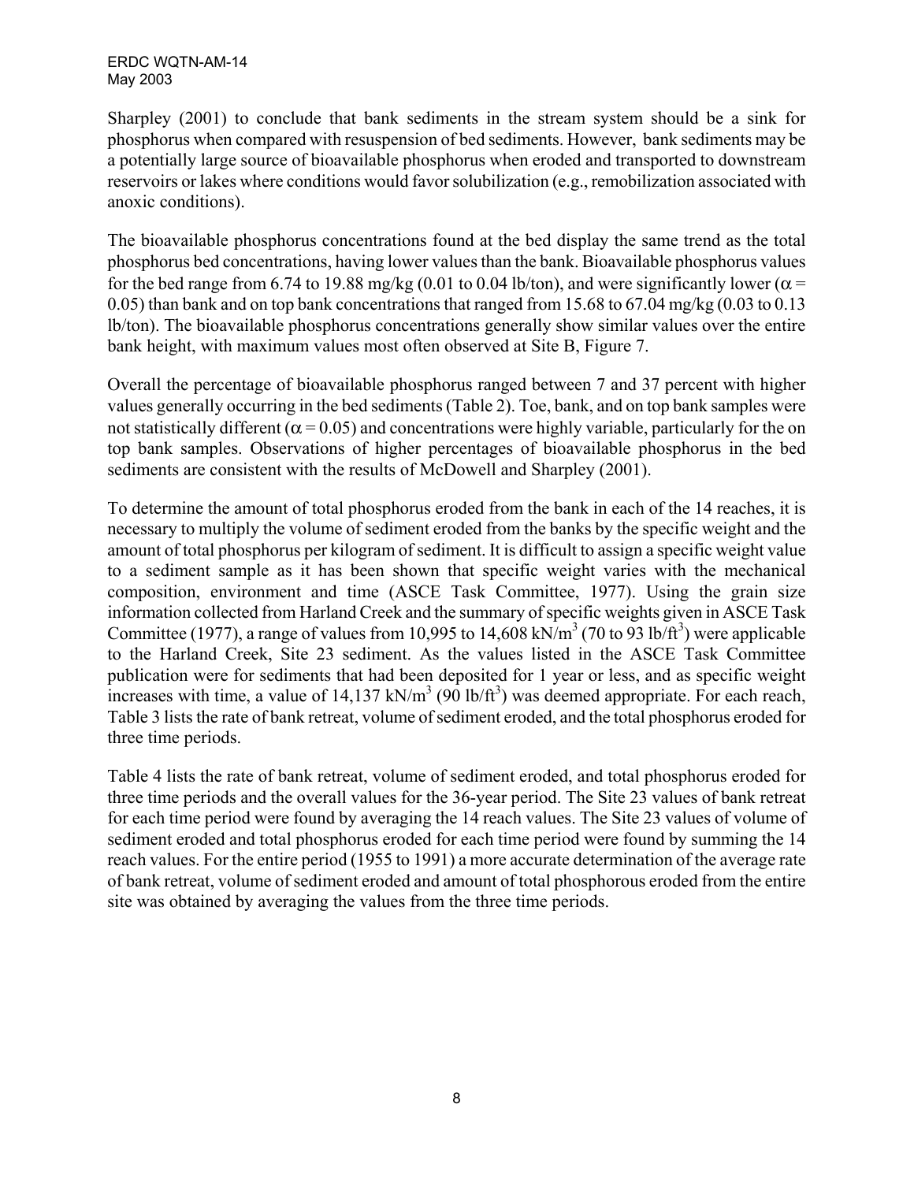Sharpley (2001) to conclude that bank sediments in the stream system should be a sink for phosphorus when compared with resuspension of bed sediments. However, bank sediments may be a potentially large source of bioavailable phosphorus when eroded and transported to downstream reservoirs or lakes where conditions would favor solubilization (e.g., remobilization associated with anoxic conditions).

The bioavailable phosphorus concentrations found at the bed display the same trend as the total phosphorus bed concentrations, having lower values than the bank. Bioavailable phosphorus values for the bed range from 6.74 to 19.88 mg/kg (0.01 to 0.04 lb/ton), and were significantly lower ($\alpha = 0.05$) than bank and on top bank concentrations that ranged from 15.68 to 67.04 mg/kg (0.03 to 0.13 lb/ton). The bioavailable phosphorus concentrations generally show similar values over the entire bank height, with maximum values most often observed at Site B, Figure 7.

Overall the percentage of bioavailable phosphorus ranged between 7 and 37 percent with higher values generally occurring in the bed sediments (Table 2). Toe, bank, and on top bank samples were not statistically different ($\alpha = 0.05$) and concentrations were highly variable, particularly for the on top bank samples. Observations of higher percentages of bioavailable phosphorus in the bed sediments are consistent with the results of McDowell and Sharpley (2001).

To determine the amount of total phosphorus eroded from the bank in each of the 14 reaches, it is necessary to multiply the volume of sediment eroded from the banks by the specific weight and the amount of total phosphorus per kilogram of sediment. It is difficult to assign a specific weight value to a sediment sample as it has been shown that specific weight varies with the mechanical composition, environment and time (ASCE Task Committee, 1977). Using the grain size information collected from Harland Creek and the summary of specific weights given in ASCE Task Committee (1977), a range of values from 10,995 to 14,608 $kN/m^3$ (70 to 93 $lb/ft^3$) were applicable to the Harland Creek, Site 23 sediment. As the values listed in the ASCE Task Committee publication were for sediments that had been deposited for 1 year or less, and as specific weight increases with time, a value of 14,137 $kN/m^3$ (90 $lb/ft^3$) was deemed appropriate. For each reach, Table 3 lists the rate of bank retreat, volume of sediment eroded, and the total phosphorus eroded for three time periods.

Table 4 lists the rate of bank retreat, volume of sediment eroded, and total phosphorus eroded for three time periods and the overall values for the 36-year period. The Site 23 values of bank retreat for each time period were found by averaging the 14 reach values. The Site 23 values of volume of sediment eroded and total phosphorus eroded for each time period were found by summing the 14 reach values. For the entire period (1955 to 1991) a more accurate determination of the average rate of bank retreat, volume of sediment eroded and amount of total phosphorous eroded from the entire site was obtained by averaging the values from the three time periods.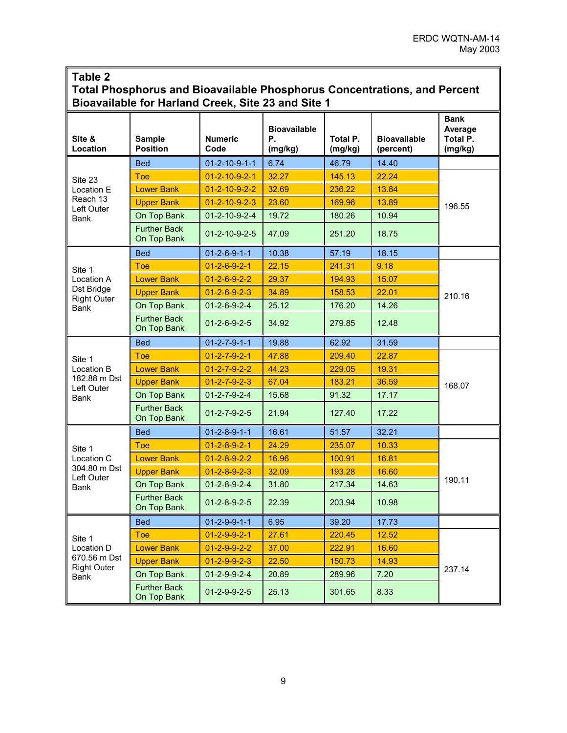**Table 2**
**Total Phosphorus and Bioavailable Phosphorus Concentrations, and Percent Bioavailable for Harland Creek, Site 23 and Site 1**

| Site & Location | Sample Position | Numeric Code | Bioavailable P. (mg/kg) | Total P. (mg/kg) | Bioavailable (percent) | Bank Average Total P. (mg/kg) |
|---|---|---|---|---|---|---|
| Site 23 Location E Reach 13 Left Outer Bank | Bed | 01-2-10-9-1-1 | 6.74 | 46.79 | 14.40 | |
| | Toe | 01-2-10-9-2-1 | 32.27 | 145.13 | 22.24 | 196.55 |
| | Lower Bank | 01-2-10-9-2-2 | 32.69 | 236.22 | 13.84 | |
| | Upper Bank | 01-2-10-9-2-3 | 23.60 | 169.96 | 13.89 | |
| | On Top Bank | 01-2-10-9-2-4 | 19.72 | 180.26 | 10.94 | |
| | Further Back On Top Bank | 01-2-10-9-2-5 | 47.09 | 251.20 | 18.75 | |
| Site 1 Location A Dst Bridge Right Outer Bank | Bed | 01-2-6-9-1-1 | 10.38 | 57.19 | 18.15 | |
| | Toe | 01-2-6-9-2-1 | 22.15 | 241.31 | 9.18 | 210.16 |
| | Lower Bank | 01-2-6-9-2-2 | 29.37 | 194.93 | 15.07 | |
| | Upper Bank | 01-2-6-9-2-3 | 34.89 | 158.53 | 22.01 | |
| | On Top Bank | 01-2-6-9-2-4 | 25.12 | 176.20 | 14.26 | |
| | Further Back On Top Bank | 01-2-6-9-2-5 | 34.92 | 279.85 | 12.48 | |
| Site 1 Location B 182.88 m Dst Left Outer Bank | Bed | 01-2-7-9-1-1 | 19.88 | 62.92 | 31.59 | |
| | Toe | 01-2-7-9-2-1 | 47.88 | 209.40 | 22.87 | 168.07 |
| | Lower Bank | 01-2-7-9-2-2 | 44.23 | 229.05 | 19.31 | |
| | Upper Bank | 01-2-7-9-2-3 | 67.04 | 183.21 | 36.59 | |
| | On Top Bank | 01-2-7-9-2-4 | 15.68 | 91.32 | 17.17 | |
| | Further Back On Top Bank | 01-2-7-9-2-5 | 21.94 | 127.40 | 17.22 | |
| Site 1 Location C 304.80 m Dst Left Outer Bank | Bed | 01-2-8-9-1-1 | 16.61 | 51.57 | 32.21 | |
| | Toe | 01-2-8-9-2-1 | 24.29 | 235.07 | 10.33 | 190.11 |
| | Lower Bank | 01-2-8-9-2-2 | 16.96 | 100.91 | 16.81 | |
| | Upper Bank | 01-2-8-9-2-3 | 32.09 | 193.28 | 16.60 | |
| | On Top Bank | 01-2-8-9-2-4 | 31.80 | 217.34 | 14.63 | |
| | Further Back On Top Bank | 01-2-8-9-2-5 | 22.39 | 203.94 | 10.98 | |
| Site 1 Location D 670.56 m Dst Right Outer Bank | Bed | 01-2-9-9-1-1 | 6.95 | 39.20 | 17.73 | |
| | Toe | 01-2-9-9-2-1 | 27.61 | 220.45 | 12.52 | 237.14 |
| | Lower Bank | 01-2-9-9-2-2 | 37.00 | 222.91 | 16.60 | |
| | Upper Bank | 01-2-9-9-2-3 | 22.50 | 150.73 | 14.93 | |
| | On Top Bank | 01-2-9-9-2-4 | 20.89 | 289.96 | 7.20 | |
| | Further Back On Top Bank | 01-2-9-9-2-5 | 25.13 | 301.65 | 8.33 | |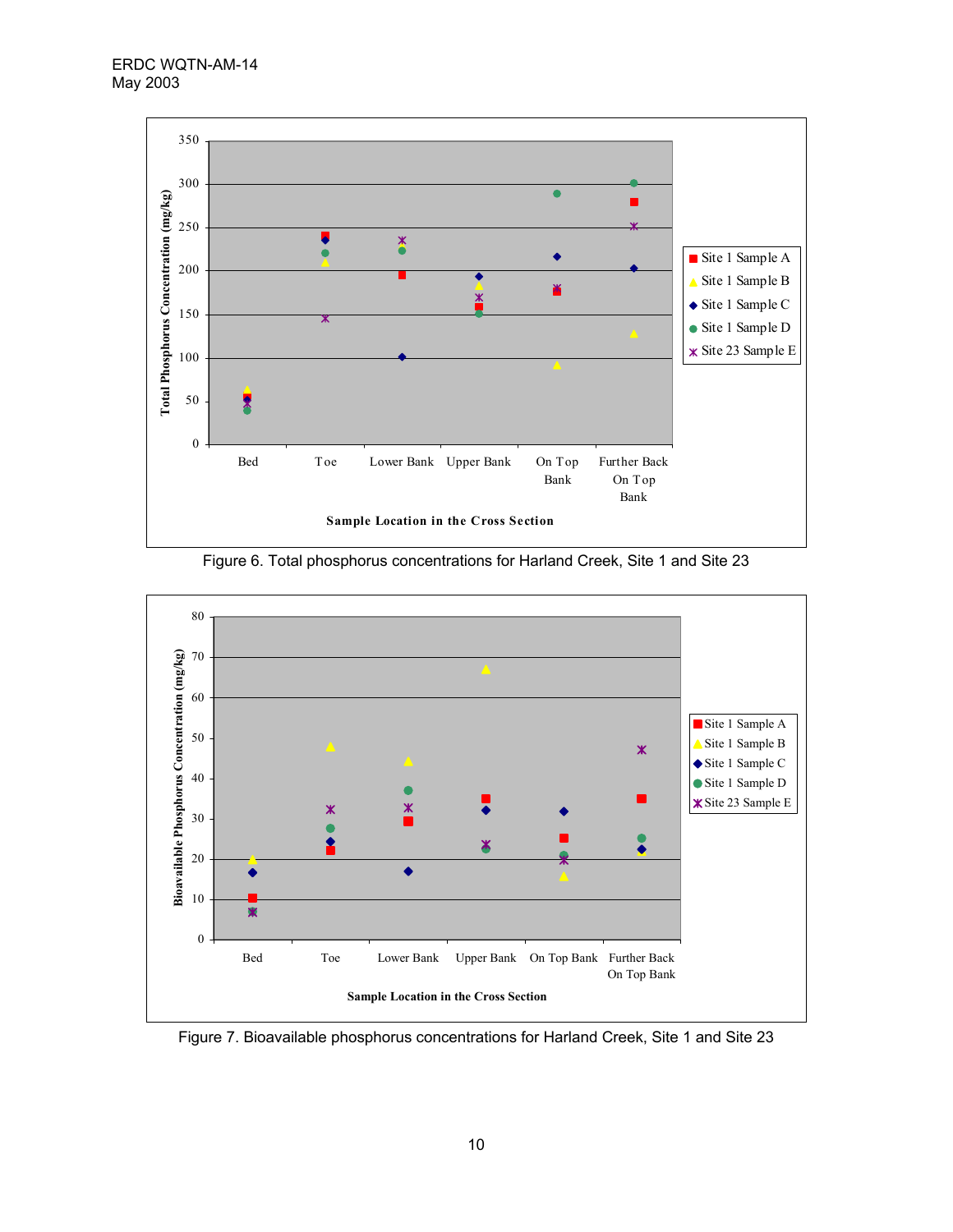Figure 6. Total phosphorus concentrations for Harland Creek, Site 1 and Site 23

Figure 7. Bioavailable phosphorus concentrations for Harland Creek, Site 1 and Site 23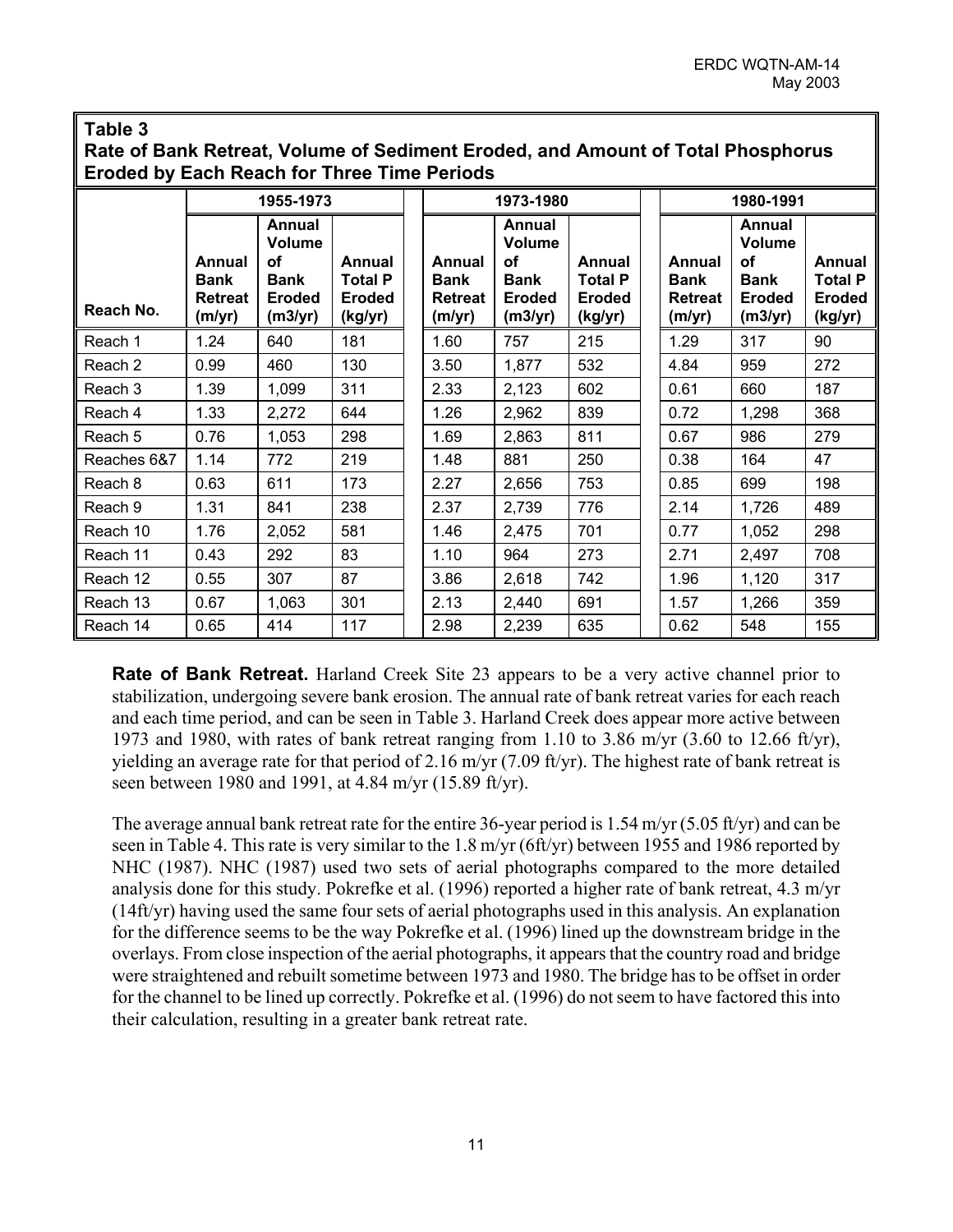**Table 3**
**Rate of Bank Retreat, Volume of Sediment Eroded, and Amount of Total Phosphorus Eroded by Each Reach for Three Time Periods**

| | 1955-1973 | | | 1973-1980 | | | 1980-1991 | | |
|---|---|---|---|---|---|---|---|---|---|
| **Reach No.** | **Annual Bank Retreat (m/yr)** | **Annual Volume of Bank Eroded (m3/yr)** | **Annual Total P Eroded (kg/yr)** | **Annual Bank Retreat (m/yr)** | **Annual Volume of Bank Eroded (m3/yr)** | **Annual Total P Eroded (kg/yr)** | **Annual Bank Retreat (m/yr)** | **Annual Volume of Bank Eroded (m3/yr)** | **Annual Total P Eroded (kg/yr)** |
| Reach 1 | 1.24 | 640 | 181 | 1.60 | 757 | 215 | 1.29 | 317 | 90 |
| Reach 2 | 0.99 | 460 | 130 | 3.50 | 1,877 | 532 | 4.84 | 959 | 272 |
| Reach 3 | 1.39 | 1,099 | 311 | 2.33 | 2,123 | 602 | 0.61 | 660 | 187 |
| Reach 4 | 1.33 | 2,272 | 644 | 1.26 | 2,962 | 839 | 0.72 | 1,298 | 368 |
| Reach 5 | 0.76 | 1,053 | 298 | 1.69 | 2,863 | 811 | 0.67 | 986 | 279 |
| Reaches 6&7 | 1.14 | 772 | 219 | 1.48 | 881 | 250 | 0.38 | 164 | 47 |
| Reach 8 | 0.63 | 611 | 173 | 2.27 | 2,656 | 753 | 0.85 | 699 | 198 |
| Reach 9 | 1.31 | 841 | 238 | 2.37 | 2,739 | 776 | 2.14 | 1,726 | 489 |
| Reach 10 | 1.76 | 2,052 | 581 | 1.46 | 2,475 | 701 | 0.77 | 1,052 | 298 |
| Reach 11 | 0.43 | 292 | 83 | 1.10 | 964 | 273 | 2.71 | 2,497 | 708 |
| Reach 12 | 0.55 | 307 | 87 | 3.86 | 2,618 | 742 | 1.96 | 1,120 | 317 |
| Reach 13 | 0.67 | 1,063 | 301 | 2.13 | 2,440 | 691 | 1.57 | 1,266 | 359 |
| Reach 14 | 0.65 | 414 | 117 | 2.98 | 2,239 | 635 | 0.62 | 548 | 155 |

**Rate of Bank Retreat.** Harland Creek Site 23 appears to be a very active channel prior to stabilization, undergoing severe bank erosion. The annual rate of bank retreat varies for each reach and each time period, and can be seen in Table 3. Harland Creek does appear more active between 1973 and 1980, with rates of bank retreat ranging from 1.10 to 3.86 m/yr (3.60 to 12.66 ft/yr), yielding an average rate for that period of 2.16 m/yr (7.09 ft/yr). The highest rate of bank retreat is seen between 1980 and 1991, at 4.84 m/yr (15.89 ft/yr).

The average annual bank retreat rate for the entire 36-year period is 1.54 m/yr (5.05 ft/yr) and can be seen in Table 4. This rate is very similar to the 1.8 m/yr (6ft/yr) between 1955 and 1986 reported by NHC (1987). NHC (1987) used two sets of aerial photographs compared to the more detailed analysis done for this study. Pokrefke et al. (1996) reported a higher rate of bank retreat, 4.3 m/yr (14ft/yr) having used the same four sets of aerial photographs used in this analysis. An explanation for the difference seems to be the way Pokrefke et al. (1996) lined up the downstream bridge in the overlays. From close inspection of the aerial photographs, it appears that the country road and bridge were straightened and rebuilt sometime between 1973 and 1980. The bridge has to be offset in order for the channel to be lined up correctly. Pokrefke et al. (1996) do not seem to have factored this into their calculation, resulting in a greater bank retreat rate.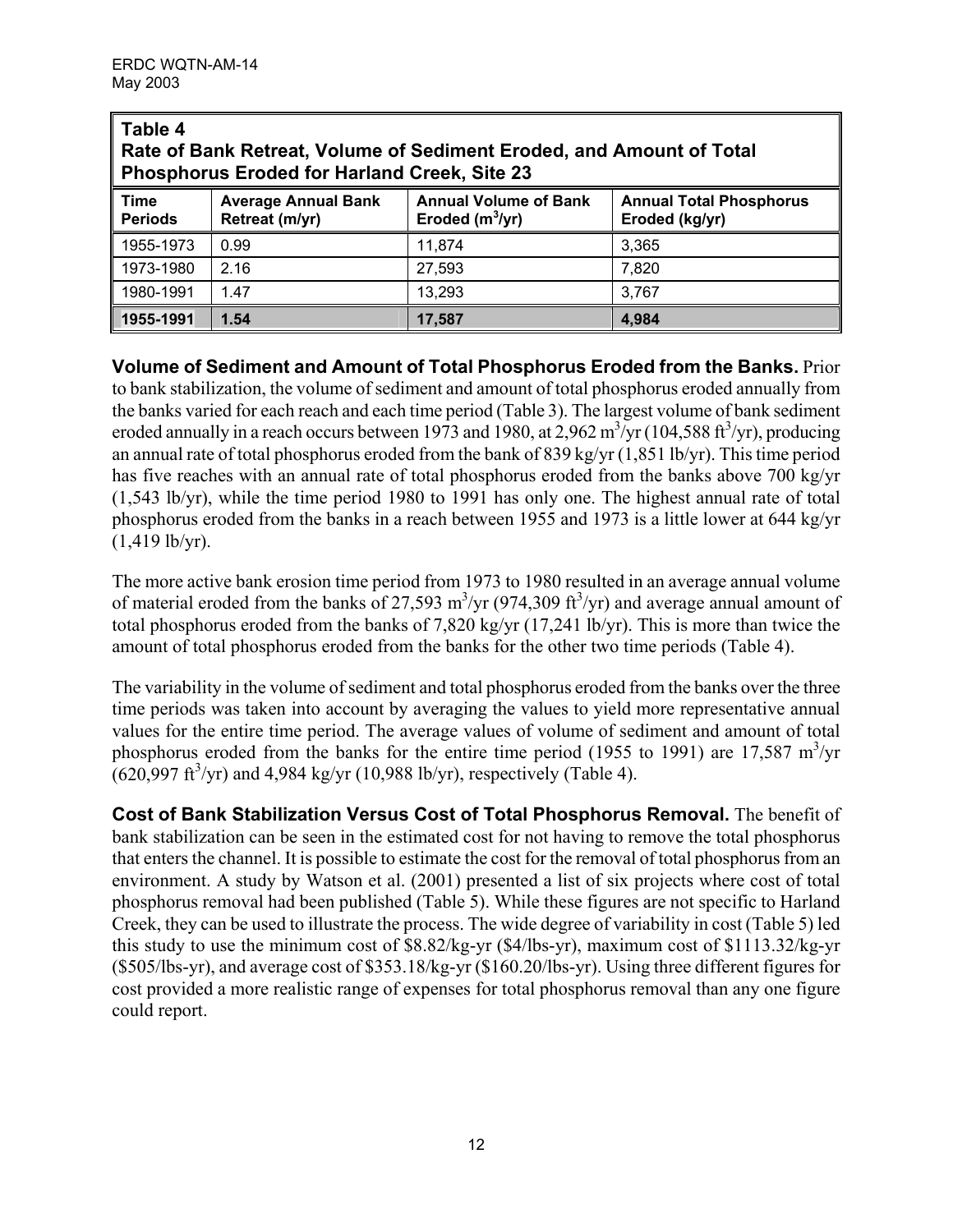**Table 4**
**Rate of Bank Retreat, Volume of Sediment Eroded, and Amount of Total Phosphorus Eroded for Harland Creek, Site 23**

| Time Periods | Average Annual Bank Retreat (m/yr) | Annual Volume of Bank Eroded ($m^3$/yr) | Annual Total Phosphorus Eroded (kg/yr) |
|---|---|---|---|
| 1955-1973 | 0.99 | 11,874 | 3,365 |
| 1973-1980 | 2.16 | 27,593 | 7,820 |
| 1980-1991 | 1.47 | 13,293 | 3,767 |
| **1955-1991** | **1.54** | **17,587** | **4,984** |

**Volume of Sediment and Amount of Total Phosphorus Eroded from the Banks.** Prior to bank stabilization, the volume of sediment and amount of total phosphorus eroded annually from the banks varied for each reach and each time period (Table 3). The largest volume of bank sediment eroded annually in a reach occurs between 1973 and 1980, at 2,962 $m^3$/yr (104,588 $ft^3$/yr), producing an annual rate of total phosphorus eroded from the bank of 839 kg/yr (1,851 lb/yr). This time period has five reaches with an annual rate of total phosphorus eroded from the banks above 700 kg/yr (1,543 lb/yr), while the time period 1980 to 1991 has only one. The highest annual rate of total phosphorus eroded from the banks in a reach between 1955 and 1973 is a little lower at 644 kg/yr (1,419 lb/yr).

The more active bank erosion time period from 1973 to 1980 resulted in an average annual volume of material eroded from the banks of 27,593 $m^3$/yr (974,309 $ft^3$/yr) and average annual amount of total phosphorus eroded from the banks of 7,820 kg/yr (17,241 lb/yr). This is more than twice the amount of total phosphorus eroded from the banks for the other two time periods (Table 4).

The variability in the volume of sediment and total phosphorus eroded from the banks over the three time periods was taken into account by averaging the values to yield more representative annual values for the entire time period. The average values of volume of sediment and amount of total phosphorus eroded from the banks for the entire time period (1955 to 1991) are 17,587 $m^3$/yr (620,997 $ft^3$/yr) and 4,984 kg/yr (10,988 lb/yr), respectively (Table 4).

**Cost of Bank Stabilization Versus Cost of Total Phosphorus Removal.** The benefit of bank stabilization can be seen in the estimated cost for not having to remove the total phosphorus that enters the channel. It is possible to estimate the cost for the removal of total phosphorus from an environment. A study by Watson et al. (2001) presented a list of six projects where cost of total phosphorus removal had been published (Table 5). While these figures are not specific to Harland Creek, they can be used to illustrate the process. The wide degree of variability in cost (Table 5) led this study to use the minimum cost of $8.82/kg-yr ($4/lbs-yr), maximum cost of $1113.32/kg-yr ($505/lbs-yr), and average cost of $353.18/kg-yr ($160.20/lbs-yr). Using three different figures for cost provided a more realistic range of expenses for total phosphorus removal than any one figure could report.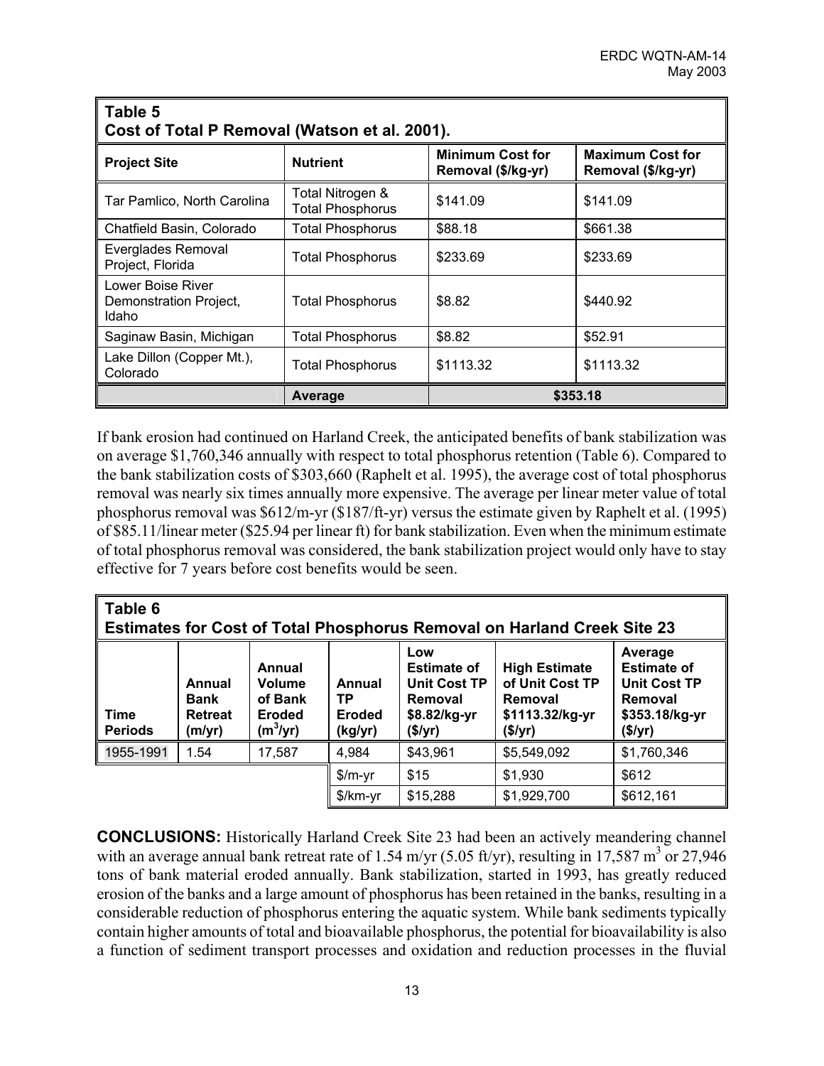**Table 5**
**Cost of Total P Removal (Watson et al. 2001).**

| Project Site | Nutrient | Minimum Cost for Removal (\$/kg-yr) | Maximum Cost for Removal (\$/kg-yr) |
|---|---|---|---|
| Tar Pamlico, North Carolina | Total Nitrogen & Total Phosphorus | \$141.09 | \$141.09 |
| Chatfield Basin, Colorado | Total Phosphorus | \$88.18 | \$661.38 |
| Everglades Removal Project, Florida | Total Phosphorus | \$233.69 | \$233.69 |
| Lower Boise River Demonstration Project, Idaho | Total Phosphorus | \$8.82 | \$440.92 |
| Saginaw Basin, Michigan | Total Phosphorus | \$8.82 | \$52.91 |
| Lake Dillon (Copper Mt.), Colorado | Total Phosphorus | \$1113.32 | \$1113.32 |
| | **Average** | **\$353.18** | |

If bank erosion had continued on Harland Creek, the anticipated benefits of bank stabilization was on average \$1,760,346 annually with respect to total phosphorus retention (Table 6). Compared to the bank stabilization costs of \$303,660 (Raphelt et al. 1995), the average cost of total phosphorus removal was nearly six times annually more expensive. The average per linear meter value of total phosphorus removal was \$612/m-yr (\$187/ft-yr) versus the estimate given by Raphelt et al. (1995) of \$85.11/linear meter (\$25.94 per linear ft) for bank stabilization. Even when the minimum estimate of total phosphorus removal was considered, the bank stabilization project would only have to stay effective for 7 years before cost benefits would be seen.

**Table 6**
**Estimates for Cost of Total Phosphorus Removal on Harland Creek Site 23**

| Time Periods | Annual Bank Retreat (m/yr) | Annual Volume of Bank Eroded ($m^3$/yr) | Annual TP Eroded (kg/yr) | Low Estimate of Unit Cost TP Removal \$8.82/kg-yr (\$/yr) | High Estimate of Unit Cost TP Removal \$1113.32/kg-yr (\$/yr) | Average Estimate of Unit Cost TP Removal \$353.18/kg-yr (\$/yr) |
|---|---|---|---|---|---|---|
| 1955-1991 | 1.54 | 17,587 | 4,984 | \$43,961 | \$5,549,092 | \$1,760,346 |
| | | | \$/m-yr | \$15 | \$1,930 | \$612 |
| | | | \$/km-yr | \$15,288 | \$1,929,700 | \$612,161 |

**CONCLUSIONS:** Historically Harland Creek Site 23 had been an actively meandering channel with an average annual bank retreat rate of 1.54 m/yr (5.05 ft/yr), resulting in 17,587 $m^3$ or 27,946 tons of bank material eroded annually. Bank stabilization, started in 1993, has greatly reduced erosion of the banks and a large amount of phosphorus has been retained in the banks, resulting in a considerable reduction of phosphorus entering the aquatic system. While bank sediments typically contain higher amounts of total and bioavailable phosphorus, the potential for bioavailability is also a function of sediment transport processes and oxidation and reduction processes in the fluvial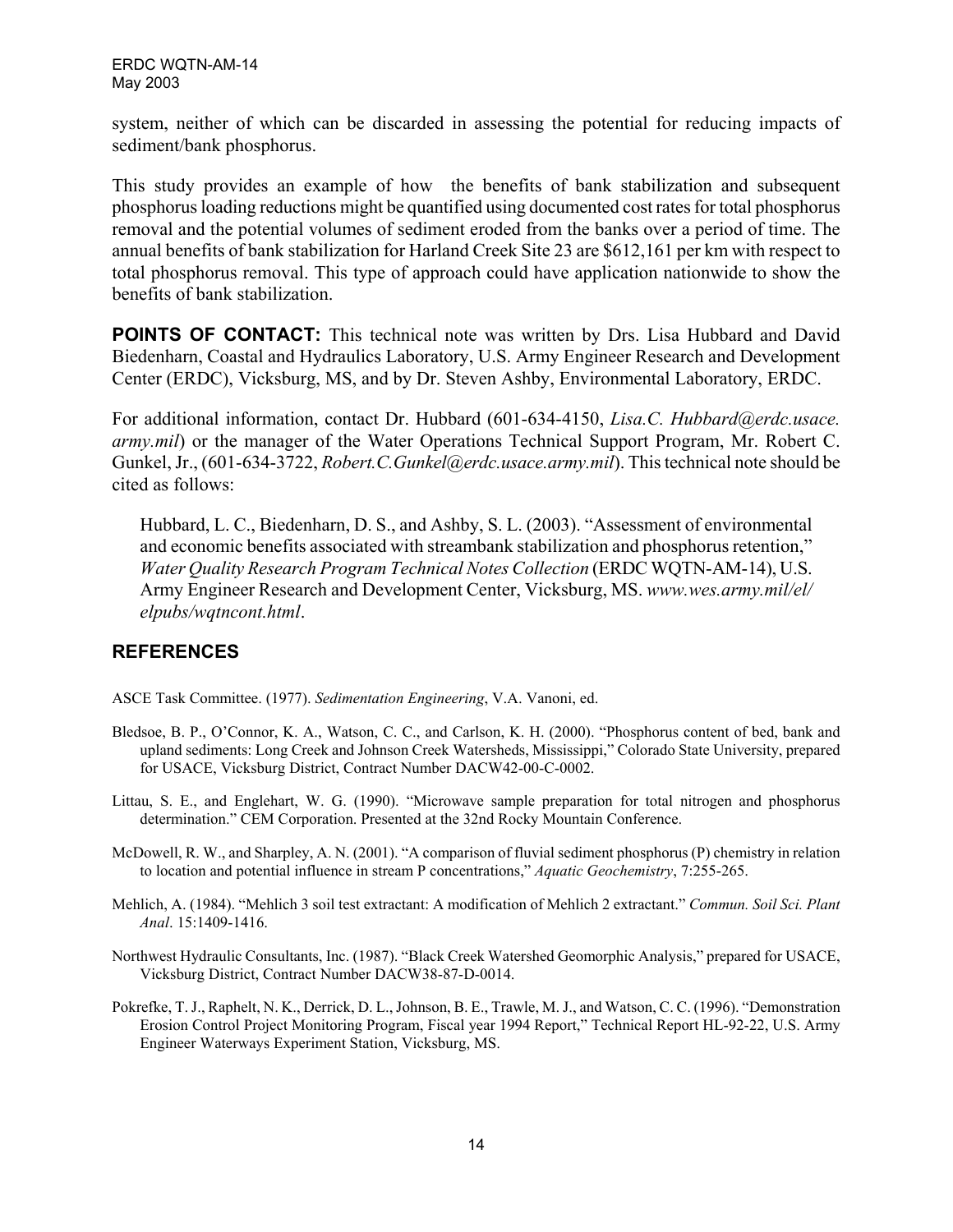system, neither of which can be discarded in assessing the potential for reducing impacts of sediment/bank phosphorus.

This study provides an example of how the benefits of bank stabilization and subsequent phosphorus loading reductions might be quantified using documented cost rates for total phosphorus removal and the potential volumes of sediment eroded from the banks over a period of time. The annual benefits of bank stabilization for Harland Creek Site 23 are $612,161 per km with respect to total phosphorus removal. This type of approach could have application nationwide to show the benefits of bank stabilization.

**POINTS OF CONTACT:** This technical note was written by Drs. Lisa Hubbard and David Biedenharn, Coastal and Hydraulics Laboratory, U.S. Army Engineer Research and Development Center (ERDC), Vicksburg, MS, and by Dr. Steven Ashby, Environmental Laboratory, ERDC.

For additional information, contact Dr. Hubbard (601-634-4150, *Lisa.C. Hubbard@erdc.usace. army.mil*) or the manager of the Water Operations Technical Support Program, Mr. Robert C. Gunkel, Jr., (601-634-3722, *Robert.C.Gunkel@erdc.usace.army.mil*). This technical note should be cited as follows:

> Hubbard, L. C., Biedenharn, D. S., and Ashby, S. L. (2003). "Assessment of environmental and economic benefits associated with streambank stabilization and phosphorus retention," *Water Quality Research Program Technical Notes Collection* (ERDC WQTN-AM-14), U.S. Army Engineer Research and Development Center, Vicksburg, MS. *www.wes.army.mil/el/elpubs/wqtncont.html*.

## REFERENCES

ASCE Task Committee. (1977). *Sedimentation Engineering*, V.A. Vanoni, ed.

Bledsoe, B. P., O'Connor, K. A., Watson, C. C., and Carlson, K. H. (2000). "Phosphorus content of bed, bank and upland sediments: Long Creek and Johnson Creek Watersheds, Mississippi," Colorado State University, prepared for USACE, Vicksburg District, Contract Number DACW42-00-C-0002.

Littau, S. E., and Englehart, W. G. (1990). "Microwave sample preparation for total nitrogen and phosphorus determination." CEM Corporation. Presented at the 32nd Rocky Mountain Conference.

McDowell, R. W., and Sharpley, A. N. (2001). "A comparison of fluvial sediment phosphorus (P) chemistry in relation to location and potential influence in stream P concentrations," *Aquatic Geochemistry*, 7:255-265.

Mehlich, A. (1984). "Mehlich 3 soil test extractant: A modification of Mehlich 2 extractant." *Commun. Soil Sci. Plant Anal*. 15:1409-1416.

Northwest Hydraulic Consultants, Inc. (1987). "Black Creek Watershed Geomorphic Analysis," prepared for USACE, Vicksburg District, Contract Number DACW38-87-D-0014.

Pokrefke, T. J., Raphelt, N. K., Derrick, D. L., Johnson, B. E., Trawle, M. J., and Watson, C. C. (1996). "Demonstration Erosion Control Project Monitoring Program, Fiscal year 1994 Report," Technical Report HL-92-22, U.S. Army Engineer Waterways Experiment Station, Vicksburg, MS.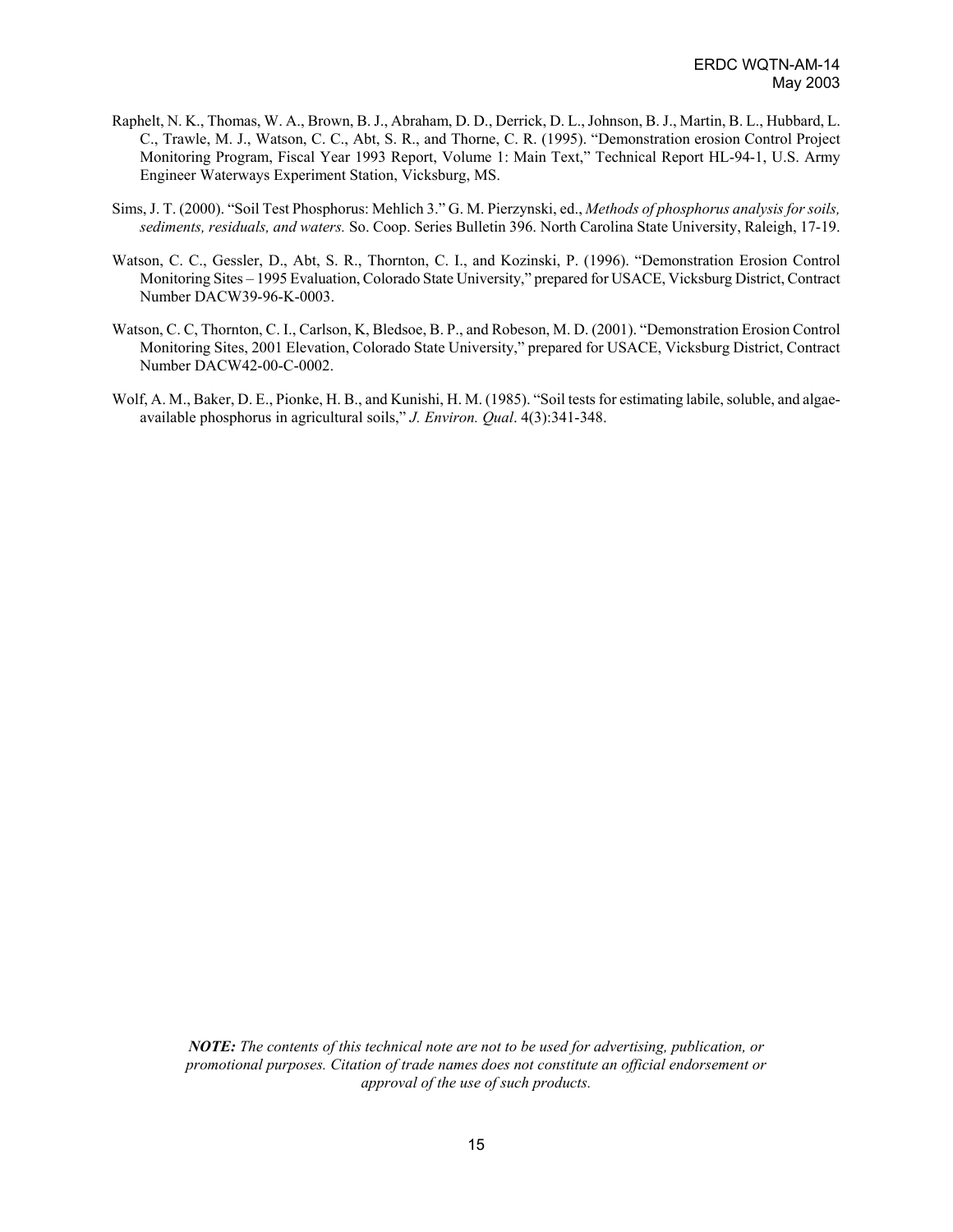Raphelt, N. K., Thomas, W. A., Brown, B. J., Abraham, D. D., Derrick, D. L., Johnson, B. J., Martin, B. L., Hubbard, L. C., Trawle, M. J., Watson, C. C., Abt, S. R., and Thorne, C. R. (1995). "Demonstration erosion Control Project Monitoring Program, Fiscal Year 1993 Report, Volume 1: Main Text," Technical Report HL-94-1, U.S. Army Engineer Waterways Experiment Station, Vicksburg, MS.

Sims, J. T. (2000). "Soil Test Phosphorus: Mehlich 3." G. M. Pierzynski, ed., *Methods of phosphorus analysis for soils, sediments, residuals, and waters.* So. Coop. Series Bulletin 396. North Carolina State University, Raleigh, 17-19.

Watson, C. C., Gessler, D., Abt, S. R., Thornton, C. I., and Kozinski, P. (1996). "Demonstration Erosion Control Monitoring Sites – 1995 Evaluation, Colorado State University," prepared for USACE, Vicksburg District, Contract Number DACW39-96-K-0003.

Watson, C. C, Thornton, C. I., Carlson, K, Bledsoe, B. P., and Robeson, M. D. (2001). "Demonstration Erosion Control Monitoring Sites, 2001 Elevation, Colorado State University," prepared for USACE, Vicksburg District, Contract Number DACW42-00-C-0002.

Wolf, A. M., Baker, D. E., Pionke, H. B., and Kunishi, H. M. (1985). "Soil tests for estimating labile, soluble, and algae-available phosphorus in agricultural soils," *J. Environ. Qual*. 4(3):341-348.

***NOTE:*** *The contents of this technical note are not to be used for advertising, publication, or promotional purposes. Citation of trade names does not constitute an official endorsement or approval of the use of such products.*